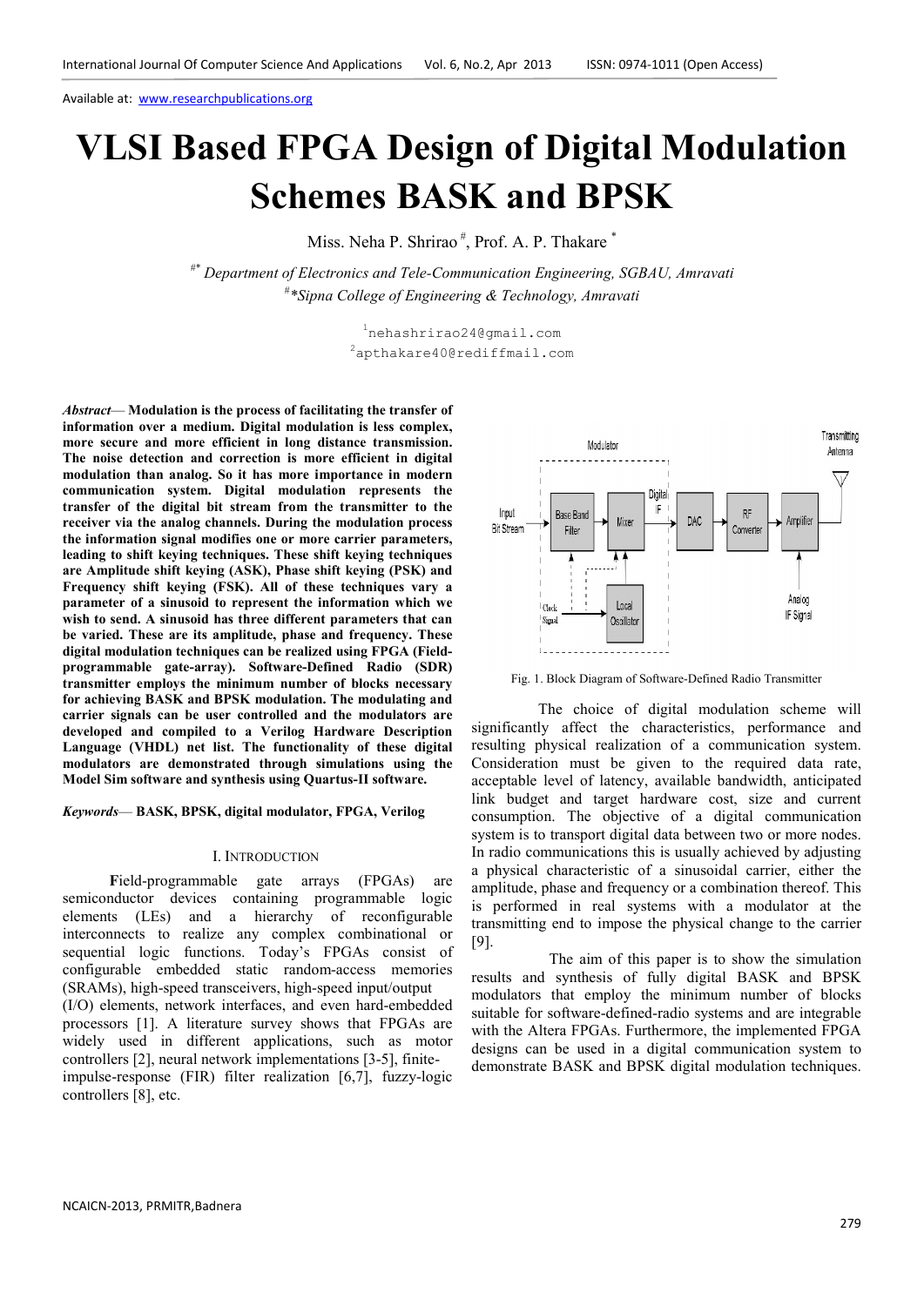Available at: www.researchpublications.org

# VLSI Based FPGA Design of Digital Modulation Schemes BASK and BPSK

Miss. Neha P. Shrirao [#], Prof. A. P. Thakare [*]

[#*] *Department of Electronics and Tele-Communication Engineering, SGBAU, Amravati*
[#*]*Sipna College of Engineering & Technology, Amravati*

[1]nehashrirao24@gmail.com
[2]apthakare40@rediffmail.com

***Abstract*— Modulation is the process of facilitating the transfer of information over a medium. Digital modulation is less complex, more secure and more efficient in long distance transmission. The noise detection and correction is more efficient in digital modulation than analog. So it has more importance in modern communication system. Digital modulation represents the transfer of the digital bit stream from the transmitter to the receiver via the analog channels. During the modulation process the information signal modifies one or more carrier parameters, leading to shift keying techniques. These shift keying techniques are Amplitude shift keying (ASK), Phase shift keying (PSK) and Frequency shift keying (FSK). All of these techniques vary a parameter of a sinusoid to represent the information which we wish to send. A sinusoid has three different parameters that can be varied. These are its amplitude, phase and frequency. These digital modulation techniques can be realized using FPGA (Field-programmable gate-array). Software-Defined Radio (SDR) transmitter employs the minimum number of blocks necessary for achieving BASK and BPSK modulation. The modulating and carrier signals can be user controlled and the modulators are developed and compiled to a Verilog Hardware Description Language (VHDL) net list. The functionality of these digital modulators are demonstrated through simulations using the Model Sim software and synthesis using Quartus-II software.**

***Keywords*— BASK, BPSK, digital modulator, FPGA, Verilog**

## I. INTRODUCTION

Field-programmable gate arrays (FPGAs) are semiconductor devices containing programmable logic elements (LEs) and a hierarchy of reconfigurable interconnects to realize any complex combinational or sequential logic functions. Today's FPGAs consist of configurable embedded static random-access memories (SRAMs), high-speed transceivers, high-speed input/output (I/O) elements, network interfaces, and even hard-embedded processors [1]. A literature survey shows that FPGAs are widely used in different applications, such as motor controllers [2], neural network implementations [3-5], finite-impulse-response (FIR) filter realization [6,7], fuzzy-logic controllers [8], etc.

Fig. 1. Block Diagram of Software-Defined Radio Transmitter

The choice of digital modulation scheme will significantly affect the characteristics, performance and resulting physical realization of a communication system. Consideration must be given to the required data rate, acceptable level of latency, available bandwidth, anticipated link budget and target hardware cost, size and current consumption. The objective of a digital communication system is to transport digital data between two or more nodes. In radio communications this is usually achieved by adjusting a physical characteristic of a sinusoidal carrier, either the amplitude, phase and frequency or a combination thereof. This is performed in real systems with a modulator at the transmitting end to impose the physical change to the carrier [9].

The aim of this paper is to show the simulation results and synthesis of fully digital BASK and BPSK modulators that employ the minimum number of blocks suitable for software-defined-radio systems and are integrable with the Altera FPGAs. Furthermore, the implemented FPGA designs can be used in a digital communication system to demonstrate BASK and BPSK digital modulation techniques.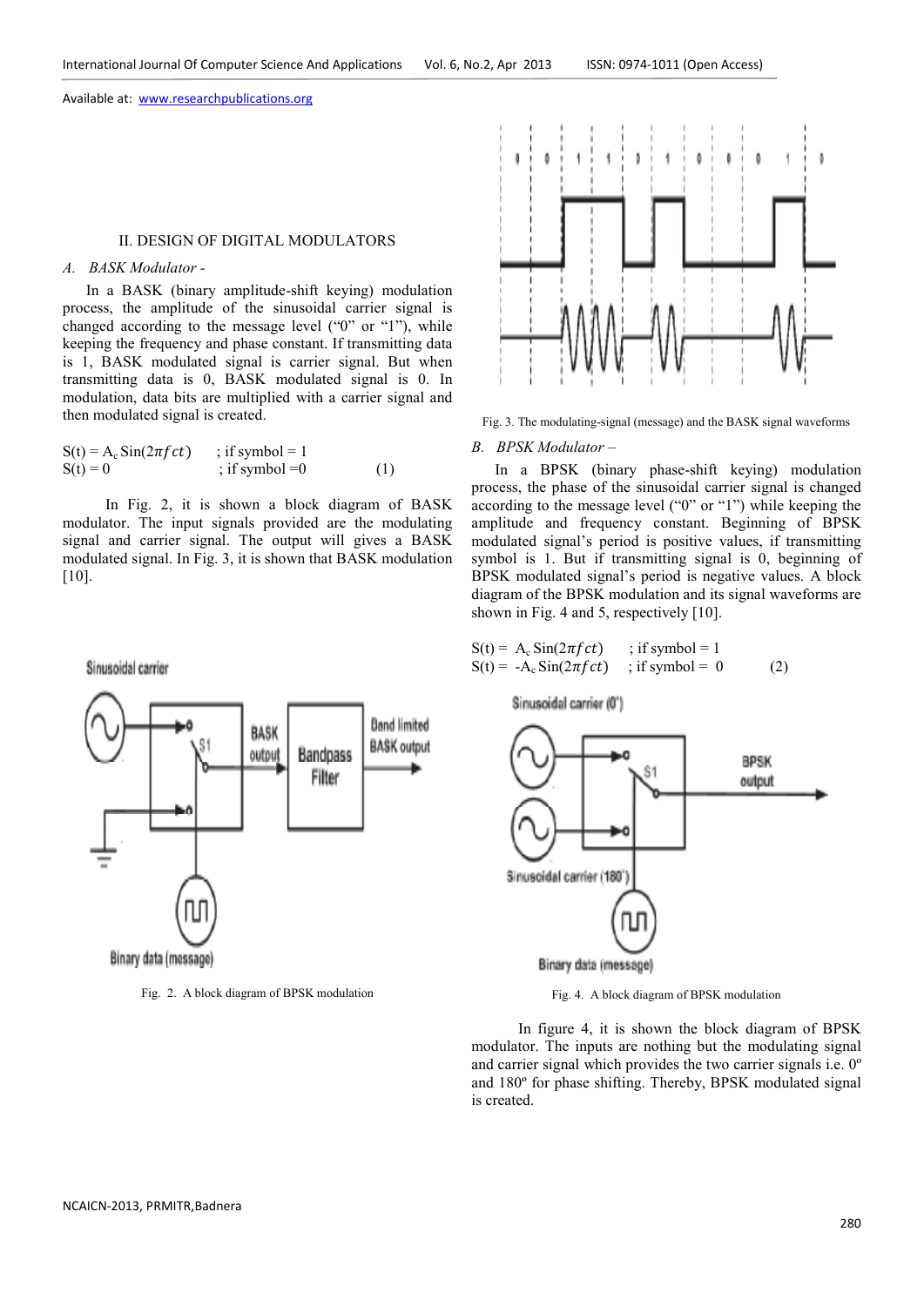## II. DESIGN OF DIGITAL MODULATORS

### *A. BASK Modulator -*

In a BASK (binary amplitude-shift keying) modulation process, the amplitude of the sinusoidal carrier signal is changed according to the message level ("0" or "1"), while keeping the frequency and phase constant. If transmitting data is 1, BASK modulated signal is carrier signal. But when transmitting data is 0, BASK modulated signal is 0. In modulation, data bits are multiplied with a carrier signal and then modulated signal is created.

$$S(t) = A_c \operatorname{Sin}(2\pi f c t) \quad ; \text{if symbol} = 1$$
$$S(t) = 0 \quad ; \text{if symbol} = 0 \qquad (1)$$

In Fig. 2, it is shown a block diagram of BASK modulator. The input signals provided are the modulating signal and carrier signal. The output will gives a BASK modulated signal. In Fig. 3, it is shown that BASK modulation [10].

Fig. 2. A block diagram of BPSK modulation

Fig. 3. The modulating-signal (message) and the BASK signal waveforms

### *B. BPSK Modulator –*

In a BPSK (binary phase-shift keying) modulation process, the phase of the sinusoidal carrier signal is changed according to the message level ("0" or "1") while keeping the amplitude and frequency constant. Beginning of BPSK modulated signal's period is positive values, if transmitting symbol is 1. But if transmitting signal is 0, beginning of BPSK modulated signal's period is negative values. A block diagram of the BPSK modulation and its signal waveforms are shown in Fig. 4 and 5, respectively [10].

$$S(t) = A_c \operatorname{Sin}(2\pi f c t) \quad ; \text{if symbol} = 1$$
$$S(t) = -A_c \operatorname{Sin}(2\pi f c t) \quad ; \text{if symbol} = 0 \qquad (2)$$

Fig. 4. A block diagram of BPSK modulation

In figure 4, it is shown the block diagram of BPSK modulator. The inputs are nothing but the modulating signal and carrier signal which provides the two carrier signals i.e. 0º and 180º for phase shifting. Thereby, BPSK modulated signal is created.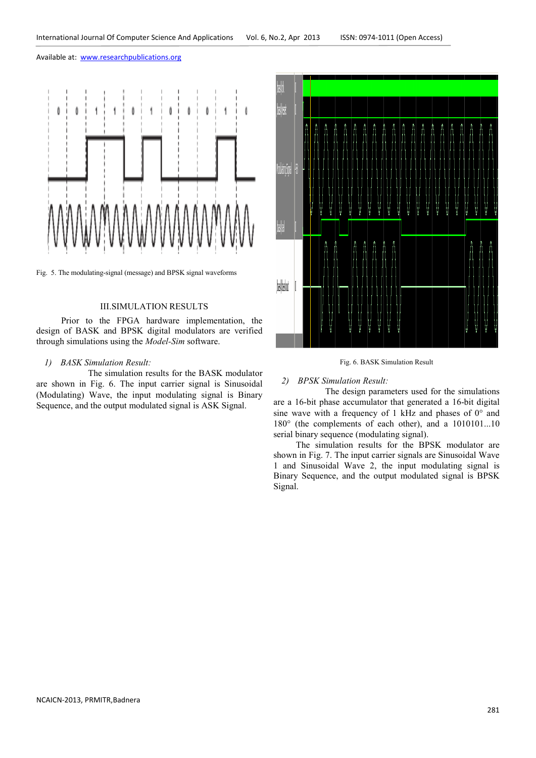Fig. 5. The modulating-signal (message) and BPSK signal waveforms

## III. SIMULATION RESULTS

Prior to the FPGA hardware implementation, the design of BASK and BPSK digital modulators are verified through simulations using the *Model-Sim* software.

### 1) BASK Simulation Result:

The simulation results for the BASK modulator are shown in Fig. 6. The input carrier signal is Sinusoidal (Modulating) Wave, the input modulating signal is Binary Sequence, and the output modulated signal is ASK Signal.

Fig. 6. BASK Simulation Result

### 2) BPSK Simulation Result:

The design parameters used for the simulations are a 16-bit phase accumulator that generated a 16-bit digital sine wave with a frequency of 1 kHz and phases of 0° and 180° (the complements of each other), and a 1010101...10 serial binary sequence (modulating signal).

The simulation results for the BPSK modulator are shown in Fig. 7. The input carrier signals are Sinusoidal Wave 1 and Sinusoidal Wave 2, the input modulating signal is Binary Sequence, and the output modulated signal is BPSK Signal.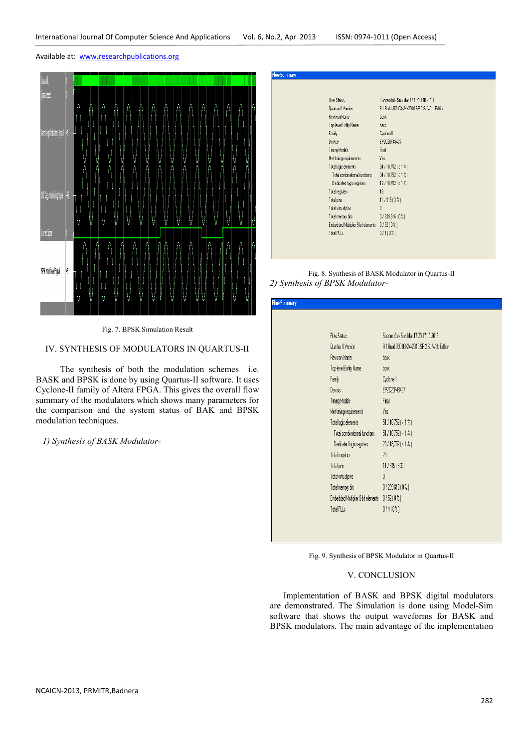Fig. 7. BPSK Simulation Result

## IV. SYNTHESIS OF MODULATORS IN QUARTUS-II

The synthesis of both the modulation schemes i.e. BASK and BPSK is done by using Quartus-II software. It uses Cyclone-II family of Altera FPGA. This gives the overall flow summary of the modulators which shows many parameters for the comparison and the system status of BAK and BPSK modulation techniques.

*1) Synthesis of BASK Modulator-*

| Flow Summary | |
|---|---|
| Flow Status | Successful - Sun Mar 17 19:13:40 2013 |
| Quartus II Version | 9.1 Build 350 03/24/2010 SP 2 SJ Web Edition |
| Revision Name | bask |
| Top-level Entity Name | bask |
| Family | Cyclone II |
| Device | EP2C20F484C7 |
| Timing Models | Final |
| Met timing requirements | Yes |
| Total logic elements | 34 / 18,752 ( < 1 % ) |
| Total combinational functions | 34 / 18,752 ( < 1 % ) |
| Dedicated logic registers | 13 / 18,752 ( < 1 % ) |
| Total registers | 13 |
| Total pins | 11 / 315 ( 3 % ) |
| Total virtual pins | 0 |
| Total memory bits | 0 / 239,616 ( 0 % ) |
| Embedded Multiplier 9-bit elements | 0 / 52 ( 0 % ) |
| Total PLLs | 0 / 4 ( 0 % ) |

Fig. 8. Synthesis of BASK Modulator in Quartus-II

*2) Synthesis of BPSK Modulator-*

| Flow Summary | |
|---|---|
| Flow Status | Successful - Sun Mar 17 20:17:10 2013 |
| Quartus II Version | 9.1 Build 350 03/24/2010 SP 2 SJ Web Edition |
| Revision Name | bpsk |
| Top-level Entity Name | bpsk |
| Family | Cyclone II |
| Device | EP2C20F484C7 |
| Timing Models | Final |
| Met timing requirements | Yes |
| Total logic elements | 51 / 18,752 ( < 1 % ) |
| Total combinational functions | 51 / 18,752 ( < 1 % ) |
| Dedicated logic registers | 20 / 18,752 ( < 1 % ) |
| Total registers | 20 |
| Total pins | 11 / 315 ( 3 % ) |
| Total virtual pins | 0 |
| Total memory bits | 0 / 239,616 ( 0 % ) |
| Embedded Multiplier 9-bit elements | 0 / 52 ( 0 % ) |
| Total PLLs | 0 / 4 ( 0 % ) |

Fig. 9. Synthesis of BPSK Modulator in Quartus-II

## V. CONCLUSION

Implementation of BASK and BPSK digital modulators are demonstrated. The Simulation is done using Model-Sim software that shows the output waveforms for BASK and BPSK modulators. The main advantage of the implementation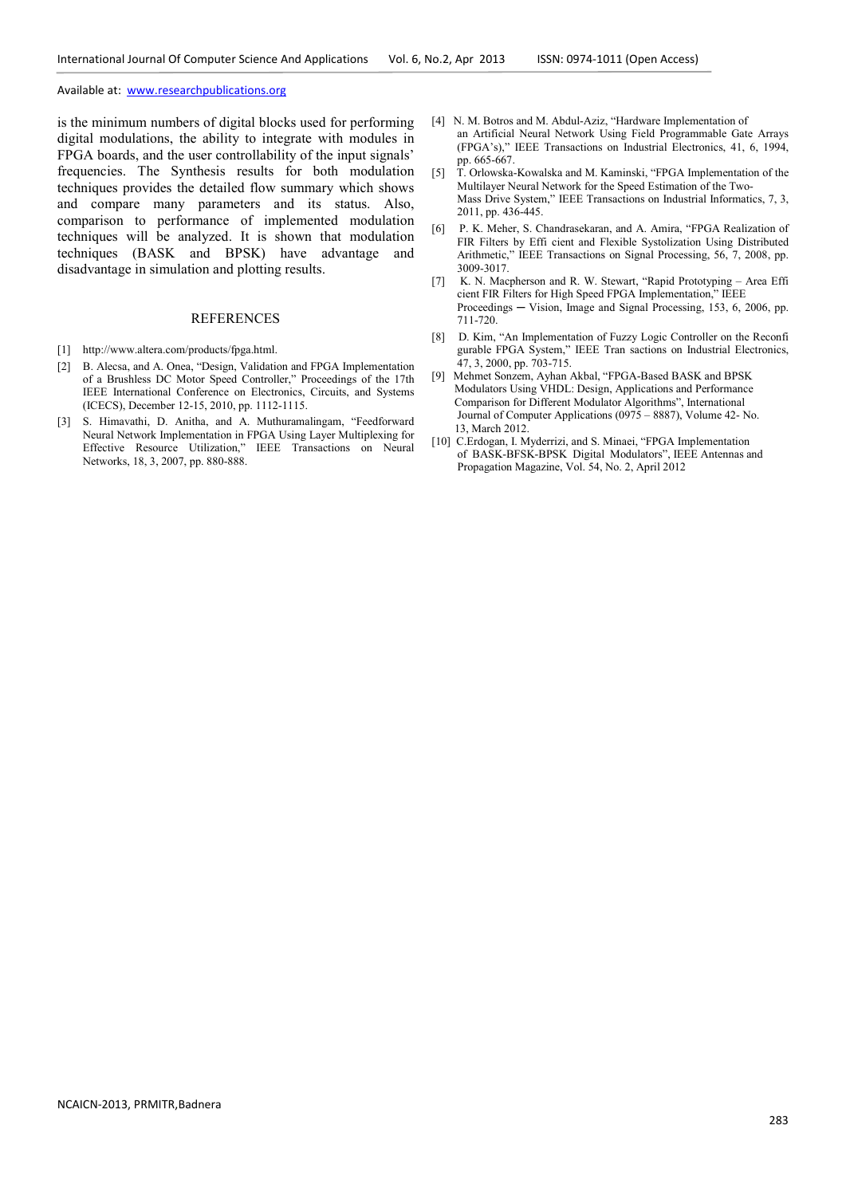is the minimum numbers of digital blocks used for performing digital modulations, the ability to integrate with modules in FPGA boards, and the user controllability of the input signals' frequencies. The Synthesis results for both modulation techniques provides the detailed flow summary which shows and compare many parameters and its status. Also, comparison to performance of implemented modulation techniques will be analyzed. It is shown that modulation techniques (BASK and BPSK) have advantage and disadvantage in simulation and plotting results.

## REFERENCES

[1] http://www.altera.com/products/fpga.html.

[2] B. Alecsa, and A. Onea, "Design, Validation and FPGA Implementation of a Brushless DC Motor Speed Controller," Proceedings of the 17th IEEE International Conference on Electronics, Circuits, and Systems (ICECS), December 12-15, 2010, pp. 1112-1115.

[3] S. Himavathi, D. Anitha, and A. Muthuramalingam, "Feedforward Neural Network Implementation in FPGA Using Layer Multiplexing for Effective Resource Utilization," IEEE Transactions on Neural Networks, 18, 3, 2007, pp. 880-888.

[4] N. M. Botros and M. Abdul-Aziz, "Hardware Implementation of an Artificial Neural Network Using Field Programmable Gate Arrays (FPGA's)," IEEE Transactions on Industrial Electronics, 41, 6, 1994, pp. 665-667.

[5] T. Orlowska-Kowalska and M. Kaminski, "FPGA Implementation of the Multilayer Neural Network for the Speed Estimation of the Two-Mass Drive System," IEEE Transactions on Industrial Informatics, 7, 3, 2011, pp. 436-445.

[6] P. K. Meher, S. Chandrasekaran, and A. Amira, "FPGA Realization of FIR Filters by Effi cient and Flexible Systolization Using Distributed Arithmetic," IEEE Transactions on Signal Processing, 56, 7, 2008, pp. 3009-3017.

[7] K. N. Macpherson and R. W. Stewart, "Rapid Prototyping – Area Effi cient FIR Filters for High Speed FPGA Implementation," IEEE Proceedings ─ Vision, Image and Signal Processing, 153, 6, 2006, pp. 711-720.

[8] D. Kim, "An Implementation of Fuzzy Logic Controller on the Reconfi gurable FPGA System," IEEE Tran sactions on Industrial Electronics, 47, 3, 2000, pp. 703-715.

[9] Mehmet Sonzem, Ayhan Akbal, "FPGA-Based BASK and BPSK Modulators Using VHDL: Design, Applications and Performance Comparison for Different Modulator Algorithms", International Journal of Computer Applications (0975 – 8887), Volume 42- No. 13, March 2012.

[10] C.Erdogan, I. Myderrizi, and S. Minaei, "FPGA Implementation of BASK-BFSK-BPSK Digital Modulators", IEEE Antennas and Propagation Magazine, Vol. 54, No. 2, April 2012